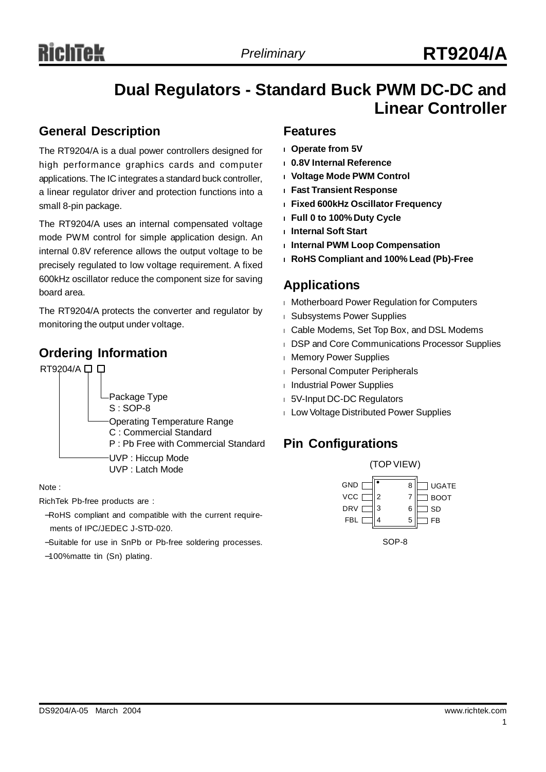# Dual Regulators - Standard Buck PWM DC-DC and Linear Controller

## General Description

The RT9204/A is a dual power controllers designed for high performance graphics cards and computer applications. The IC integrates a standard buck controller, a linear regulator driver and protection functions into a small 8-pin package.

The RT9204/A uses an internal compensated voltage mode PWM control for simple application design. An internal 0.8V reference allows the output voltage to be precisely regulated to low voltage requirement. A fixed 600kHz oscillator reduce the component size for saving board area.

The RT9204/A protects the converter and regulator by monitoring the output under voltage.

## Ordering Information

RT9204/A □ □

- Package Type
  - S : SOP-8
- Operating Temperature Range
  - C : Commercial Standard
  - P : Pb Free with Commercial Standard
- UVP : Hiccup Mode
- UVP : Latch Mode

Note :

RichTek Pb-free products are :

- RoHS compliant and compatible with the current requirements of IPC/JEDEC J-STD-020.
- Suitable for use in SnPb or Pb-free soldering processes.
- 100%matte tin (Sn) plating.

## Features

- **Operate from 5V**
- **0.8V Internal Reference**
- **Voltage Mode PWM Control**
- **Fast Transient Response**
- **Fixed 600kHz Oscillator Frequency**
- **Full 0 to 100% Duty Cycle**
- **Internal Soft Start**
- **Internal PWM Loop Compensation**
- **RoHS Compliant and 100% Lead (Pb)-Free**

## Applications

- Motherboard Power Regulation for Computers
- Subsystems Power Supplies
- Cable Modems, Set Top Box, and DSL Modems
- DSP and Core Communications Processor Supplies
- Memory Power Supplies
- Personal Computer Peripherals
- Industrial Power Supplies
- 5V-Input DC-DC Regulators
- Low Voltage Distributed Power Supplies

## Pin Configurations

(TOP VIEW)

| Pin | Name | Pin | Name |
|---|---|---|---|
| 1 | GND | 8 | UGATE |
| 2 | VCC | 7 | BOOT |
| 3 | DRV | 6 | SD |
| 4 | FBL | 5 | FB |

SOP-8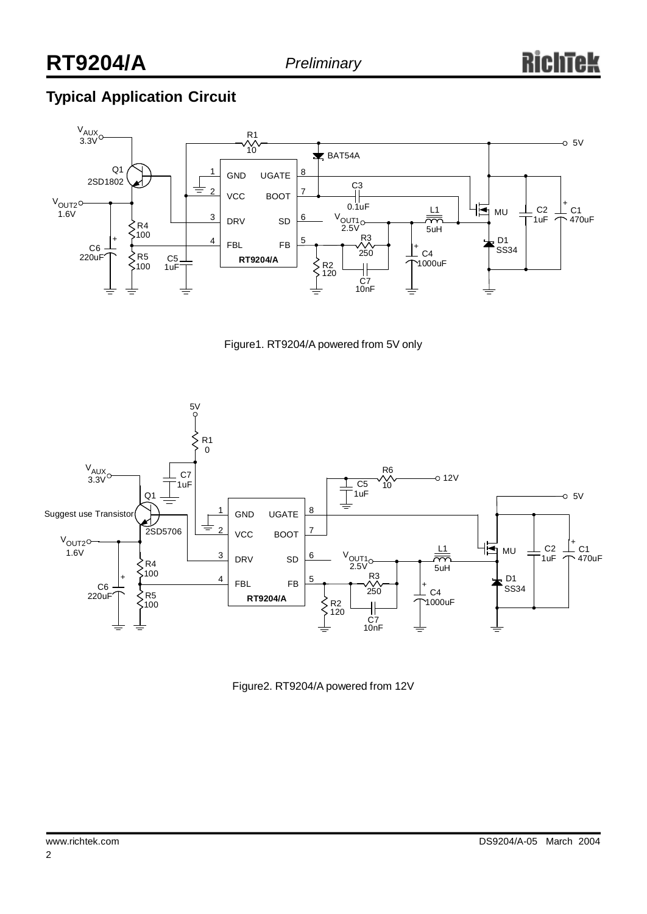## Typical Application Circuit

Figure1. RT9204/A powered from 5V only

Figure2. RT9204/A powered from 12V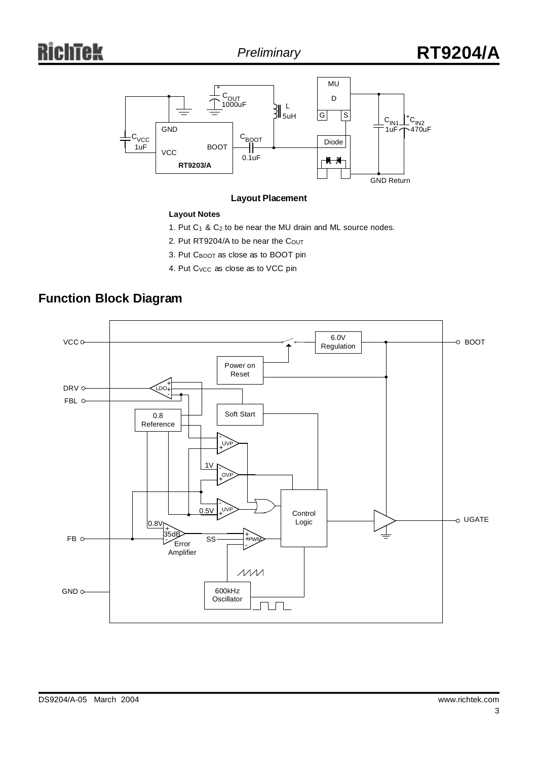**Layout Placement**

**Layout Notes**

1. Put $C_1$ & $C_2$ to be near the MU drain and ML source nodes.
2. Put RT9204/A to be near the $C_{OUT}$
3. Put $C_{BOOT}$ as close as to BOOT pin
4. Put $C_{VCC}$ as close as to VCC pin

## Function Block Diagram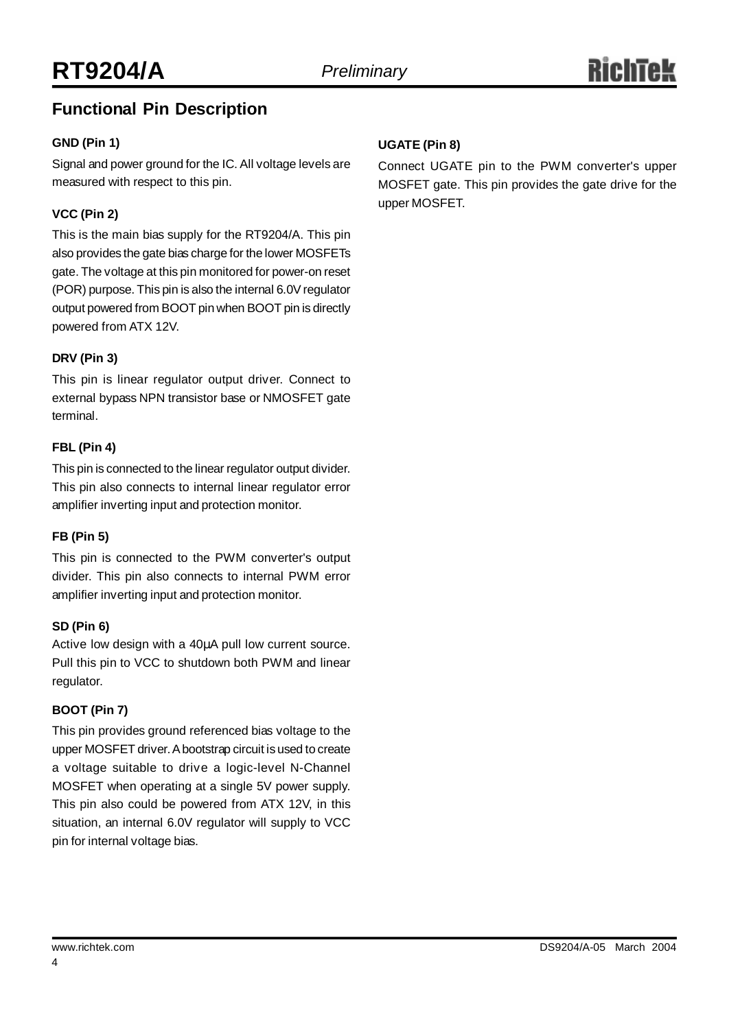## Functional Pin Description

### GND (Pin 1)

Signal and power ground for the IC. All voltage levels are measured with respect to this pin.

### VCC (Pin 2)

This is the main bias supply for the RT9204/A. This pin also provides the gate bias charge for the lower MOSFETs gate. The voltage at this pin monitored for power-on reset (POR) purpose. This pin is also the internal 6.0V regulator output powered from BOOT pin when BOOT pin is directly powered from ATX 12V.

### DRV (Pin 3)

This pin is linear regulator output driver. Connect to external bypass NPN transistor base or NMOSFET gate terminal.

### FBL (Pin 4)

This pin is connected to the linear regulator output divider. This pin also connects to internal linear regulator error amplifier inverting input and protection monitor.

### FB (Pin 5)

This pin is connected to the PWM converter's output divider. This pin also connects to internal PWM error amplifier inverting input and protection monitor.

### SD (Pin 6)

Active low design with a 40μA pull low current source. Pull this pin to VCC to shutdown both PWM and linear regulator.

### BOOT (Pin 7)

This pin provides ground referenced bias voltage to the upper MOSFET driver. A bootstrap circuit is used to create a voltage suitable to drive a logic-level N-Channel MOSFET when operating at a single 5V power supply. This pin also could be powered from ATX 12V, in this situation, an internal 6.0V regulator will supply to VCC pin for internal voltage bias.

### UGATE (Pin 8)

Connect UGATE pin to the PWM converter's upper MOSFET gate. This pin provides the gate drive for the upper MOSFET.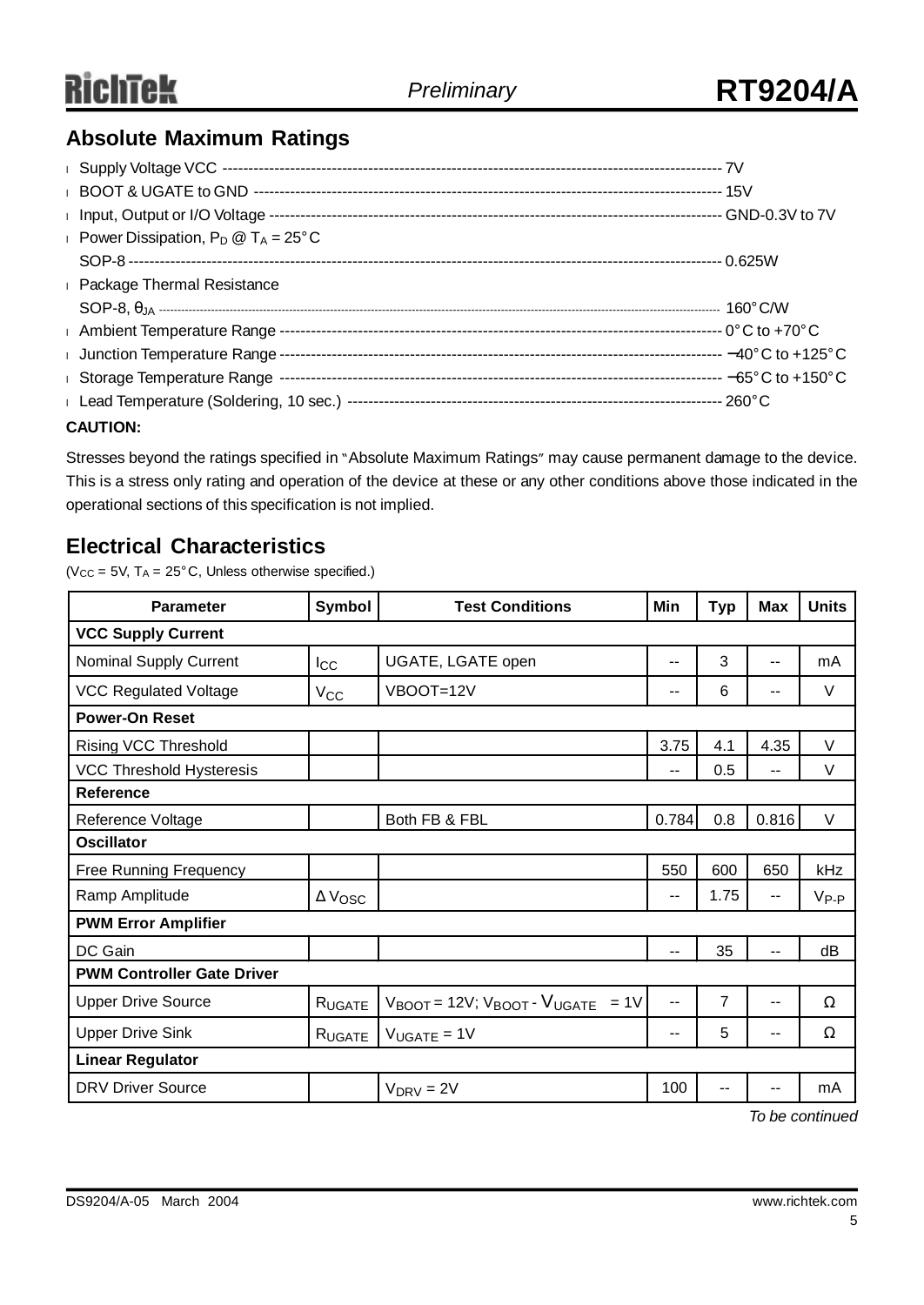## Absolute Maximum Ratings

- Supply Voltage VCC ---------------------------------------------------------------------------------------------------- 7V
- BOOT & UGATE to GND ------------------------------------------------------------------------------------------- 15V
- Input, Output or I/O Voltage -------------------------------------------------------------------------------------- GND-0.3V to 7V
- Power Dissipation, $P_D$ @ $T_A$ = 25°C
  SOP-8 ---------------------------------------------------------------------------------------------------------------- 0.625W
- Package Thermal Resistance
  SOP-8, $\theta_{JA}$ ---------------------------------------------------------------------------------------------------------------- 160°C/W
- Ambient Temperature Range ------------------------------------------------------------------------------------ 0°C to +70°C
- Junction Temperature Range ------------------------------------------------------------------------------------ −40°C to +125°C
- Storage Temperature Range ------------------------------------------------------------------------------------ −65°C to +150°C
- Lead Temperature (Soldering, 10 sec.) ---------------------------------------------------------------------- 260°C

**CAUTION:**

Stresses beyond the ratings specified in "Absolute Maximum Ratings" may cause permanent damage to the device. This is a stress only rating and operation of the device at these or any other conditions above those indicated in the operational sections of this specification is not implied.

## Electrical Characteristics

($V_{CC}$ = 5V, $T_A$ = 25°C, Unless otherwise specified.)

| Parameter | Symbol | Test Conditions | Min | Typ | Max | Units |
|---|---|---|---|---|---|---|
| **VCC Supply Current** | | | | | | |
| Nominal Supply Current | $I_{CC}$ | UGATE, LGATE open | -- | 3 | -- | mA |
| VCC Regulated Voltage | $V_{CC}$ | VBOOT=12V | -- | 6 | -- | V |
| **Power-On Reset** | | | | | | |
| Rising VCC Threshold | | | 3.75 | 4.1 | 4.35 | V |
| VCC Threshold Hysteresis | | | -- | 0.5 | -- | V |
| **Reference** | | | | | | |
| Reference Voltage | | Both FB & FBL | 0.784 | 0.8 | 0.816 | V |
| **Oscillator** | | | | | | |
| Free Running Frequency | | | 550 | 600 | 650 | kHz |
| Ramp Amplitude | $\Delta V_{OSC}$ | | -- | 1.75 | -- | $V_{P-P}$ |
| **PWM Error Amplifier** | | | | | | |
| DC Gain | | | -- | 35 | -- | dB |
| **PWM Controller Gate Driver** | | | | | | |
| Upper Drive Source | $R_{UGATE}$ | $V_{BOOT}$ = 12V; $V_{BOOT}$ - $V_{UGATE}$ = 1V | -- | 7 | -- | Ω |
| Upper Drive Sink | $R_{UGATE}$ | $V_{UGATE}$ = 1V | -- | 5 | -- | Ω |
| **Linear Regulator** | | | | | | |
| DRV Driver Source | | $V_{DRV}$ = 2V | 100 | -- | -- | mA |

*To be continued*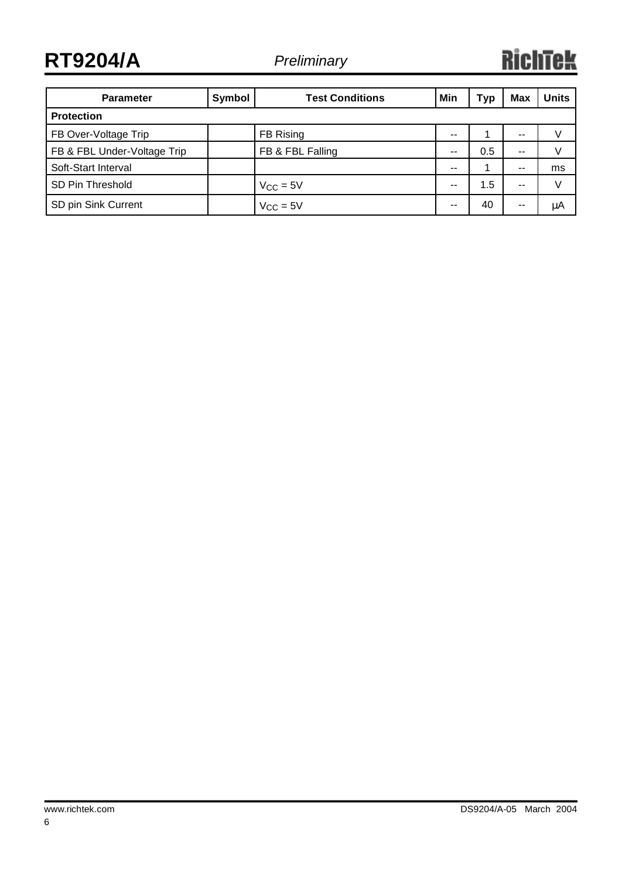| Parameter | Symbol | Test Conditions | Min | Typ | Max | Units |
|---|---|---|---|---|---|---|
| **Protection** | | | | | | |
| FB Over-Voltage Trip | | FB Rising | -- | 1 | -- | V |
| FB & FBL Under-Voltage Trip | | FB & FBL Falling | -- | 0.5 | -- | V |
| Soft-Start Interval | | | -- | 1 | -- | ms |
| SD Pin Threshold | | $V_{CC}$ = 5V | -- | 1.5 | -- | V |
| SD pin Sink Current | | $V_{CC}$ = 5V | -- | 40 | -- | μA |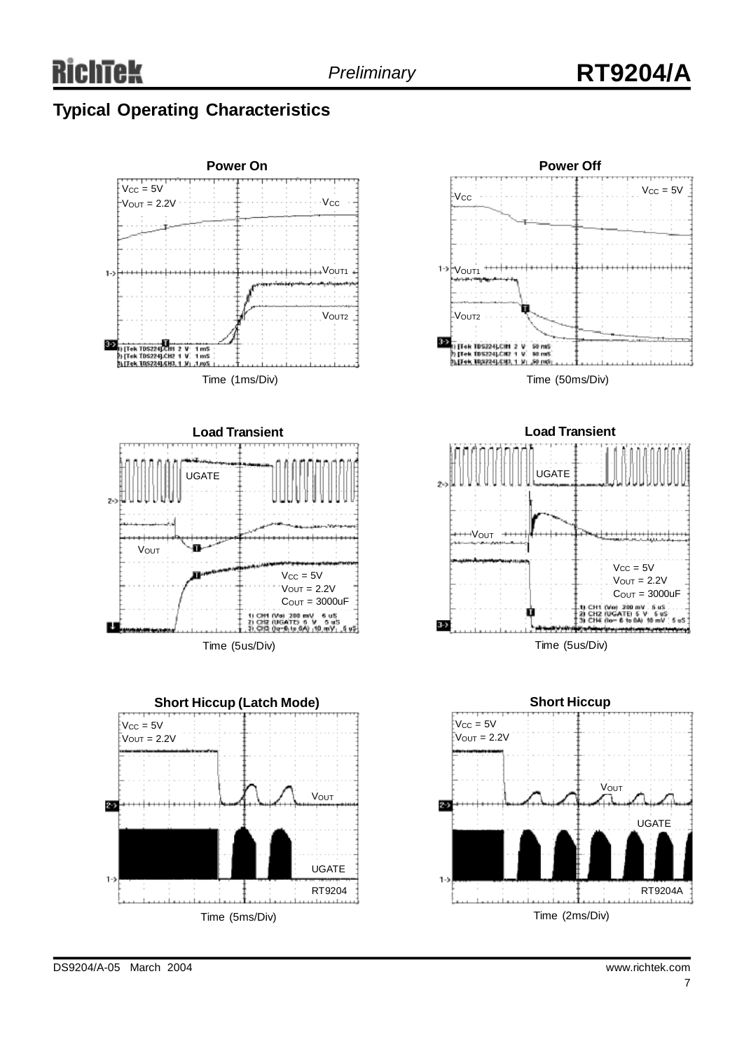## Typical Operating Characteristics

**Power On**

$V_{CC}$ = 5V
$V_{OUT}$ = 2.2V

$V_{CC}$

$V_{OUT1}$

$V_{OUT2}$

Time (1ms/Div)

**Power Off**

$V_{CC}$ = 5V

$V_{CC}$

$V_{OUT1}$

$V_{OUT2}$

Time (50ms/Div)

**Load Transient**

UGATE

$V_{OUT}$

$V_{CC}$ = 5V
$V_{OUT}$ = 2.2V
$C_{OUT}$ = 3000uF

Time (5us/Div)

**Load Transient**

UGATE

$V_{OUT}$

$V_{CC}$ = 5V
$V_{OUT}$ = 2.2V
$C_{OUT}$ = 3000uF

Time (5us/Div)

**Short Hiccup (Latch Mode)**

$V_{CC}$ = 5V
$V_{OUT}$ = 2.2V

$V_{OUT}$

UGATE

RT9204

Time (5ms/Div)

**Short Hiccup**

$V_{CC}$ = 5V
$V_{OUT}$ = 2.2V

$V_{OUT}$

UGATE

RT9204A

Time (2ms/Div)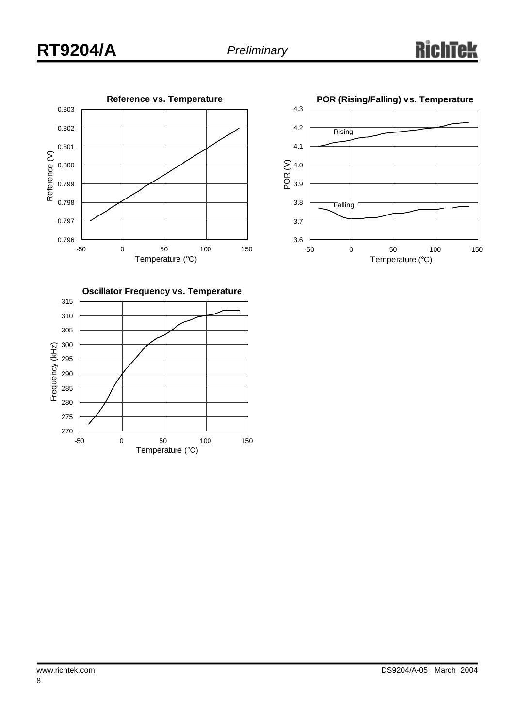**Reference vs. Temperature**

Reference (V) vs. Temperature (°C)

**POR (Rising/Falling) vs. Temperature**

POR (V) vs. Temperature (°C)

Rising

Falling

**Oscillator Frequency vs. Temperature**

Frequency (kHz) vs. Temperature (°C)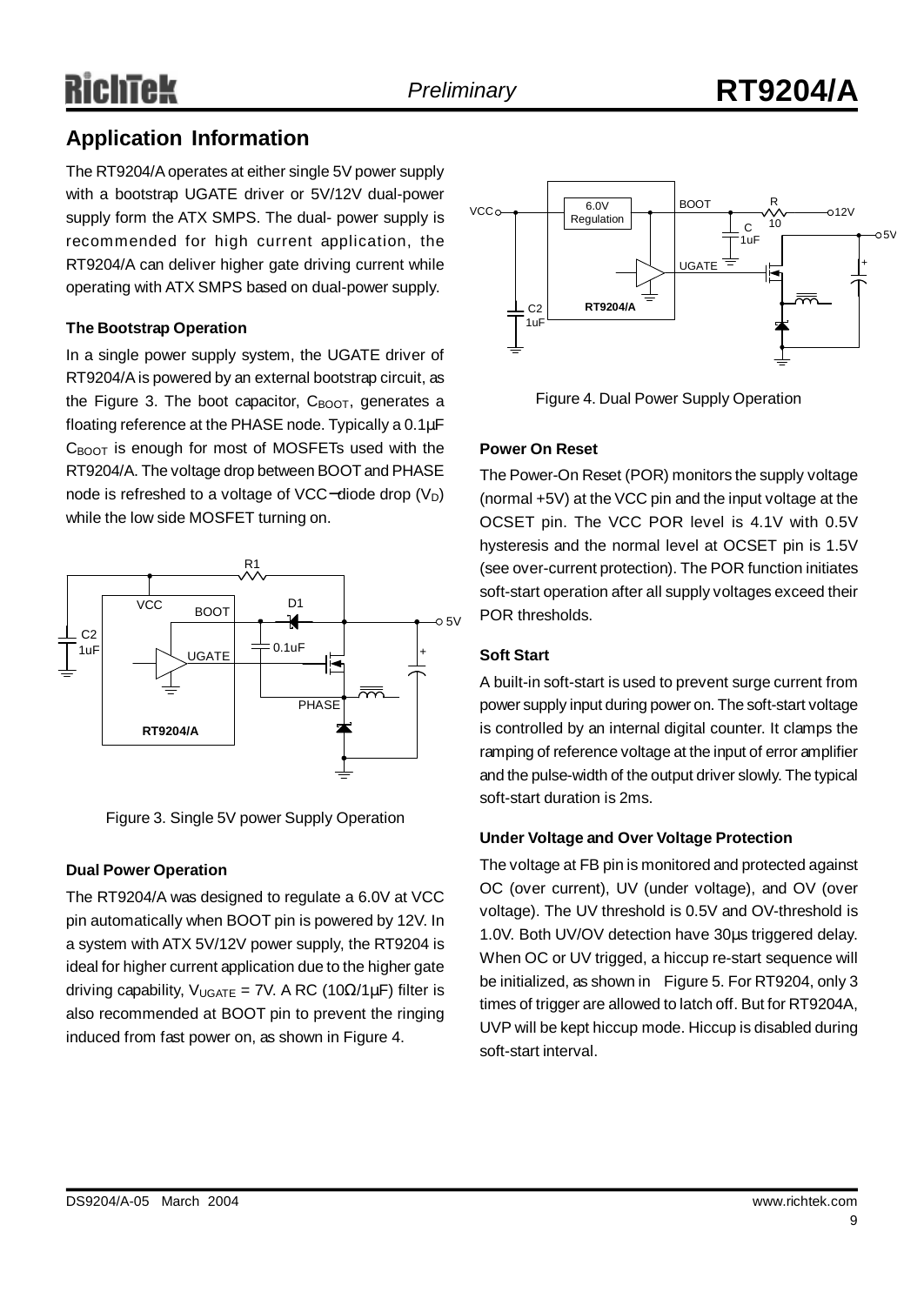## Application Information

The RT9204/A operates at either single 5V power supply with a bootstrap UGATE driver or 5V/12V dual-power supply form the ATX SMPS. The dual- power supply is recommended for high current application, the RT9204/A can deliver higher gate driving current while operating with ATX SMPS based on dual-power supply.

### The Bootstrap Operation

In a single power supply system, the UGATE driver of RT9204/A is powered by an external bootstrap circuit, as the Figure 3. The boot capacitor, $C_{BOOT}$, generates a floating reference at the PHASE node. Typically a 0.1μF $C_{BOOT}$ is enough for most of MOSFETs used with the RT9204/A. The voltage drop between BOOT and PHASE node is refreshed to a voltage of VCC−diode drop ($V_D$) while the low side MOSFET turning on.

Figure 3. Single 5V power Supply Operation

### Dual Power Operation

The RT9204/A was designed to regulate a 6.0V at VCC pin automatically when BOOT pin is powered by 12V. In a system with ATX 5V/12V power supply, the RT9204 is ideal for higher current application due to the higher gate driving capability, $V_{UGATE}$ = 7V. A RC (10Ω/1μF) filter is also recommended at BOOT pin to prevent the ringing induced from fast power on, as shown in Figure 4.

Figure 4. Dual Power Supply Operation

### Power On Reset

The Power-On Reset (POR) monitors the supply voltage (normal +5V) at the VCC pin and the input voltage at the OCSET pin. The VCC POR level is 4.1V with 0.5V hysteresis and the normal level at OCSET pin is 1.5V (see over-current protection). The POR function initiates soft-start operation after all supply voltages exceed their POR thresholds.

### Soft Start

A built-in soft-start is used to prevent surge current from power supply input during power on. The soft-start voltage is controlled by an internal digital counter. It clamps the ramping of reference voltage at the input of error amplifier and the pulse-width of the output driver slowly. The typical soft-start duration is 2ms.

### Under Voltage and Over Voltage Protection

The voltage at FB pin is monitored and protected against OC (over current), UV (under voltage), and OV (over voltage). The UV threshold is 0.5V and OV-threshold is 1.0V. Both UV/OV detection have 30μs triggered delay. When OC or UV trigged, a hiccup re-start sequence will be initialized, as shown in Figure 5. For RT9204, only 3 times of trigger are allowed to latch off. But for RT9204A, UVP will be kept hiccup mode. Hiccup is disabled during soft-start interval.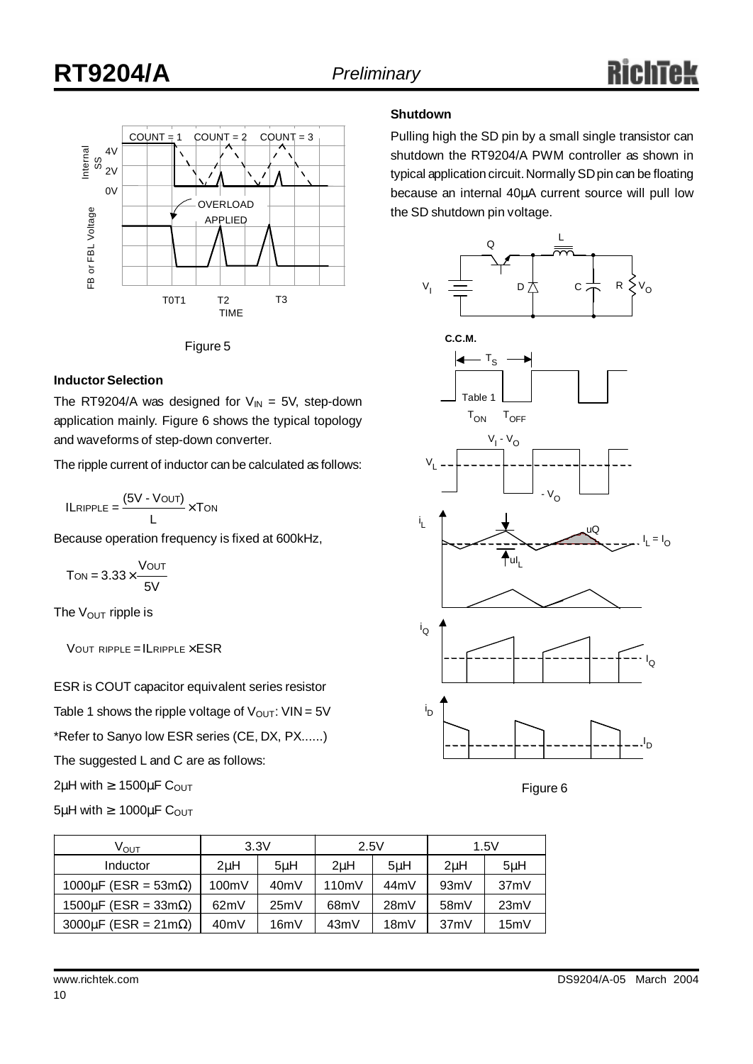Figure 5

### Inductor Selection

The RT9204/A was designed for $V_{IN}$ = 5V, step-down application mainly. Figure 6 shows the typical topology and waveforms of step-down converter.

The ripple current of inductor can be calculated as follows:

$$I_{LRIPPLE} = \frac{(5V - V_{OUT})}{L} \times T_{ON}$$

Because operation frequency is fixed at 600kHz,

$$T_{ON} = 3.33 \times \frac{V_{OUT}}{5V}$$

The $V_{OUT}$ ripple is

$$V_{OUT\ RIPPLE} = I_{LRIPPLE} \times ESR$$

ESR is COUT capacitor equivalent series resistor

Table 1 shows the ripple voltage of $V_{OUT}$: VIN = 5V

*Refer to Sanyo low ESR series (CE, DX, PX......)

The suggested L and C are as follows:

2μH with ≥ 1500μF $C_{OUT}$

5μH with ≥ 1000μF $C_{OUT}$

| $V_{OUT}$ | 3.3V | | 2.5V | | 1.5V | |
|---|---|---|---|---|---|---|
| Inductor | 2μH | 5μH | 2μH | 5μH | 2μH | 5μH |
| 1000μF (ESR = 53mΩ) | 100mV | 40mV | 110mV | 44mV | 93mV | 37mV |
| 1500μF (ESR = 33mΩ) | 62mV | 25mV | 68mV | 28mV | 58mV | 23mV |
| 3000μF (ESR = 21mΩ) | 40mV | 16mV | 43mV | 18mV | 37mV | 15mV |

### Shutdown

Pulling high the SD pin by a small single transistor can shutdown the RT9204/A PWM controller as shown in typical application circuit. Normally SD pin can be floating because an internal 40μA current source will pull low the SD shutdown pin voltage.

Figure 6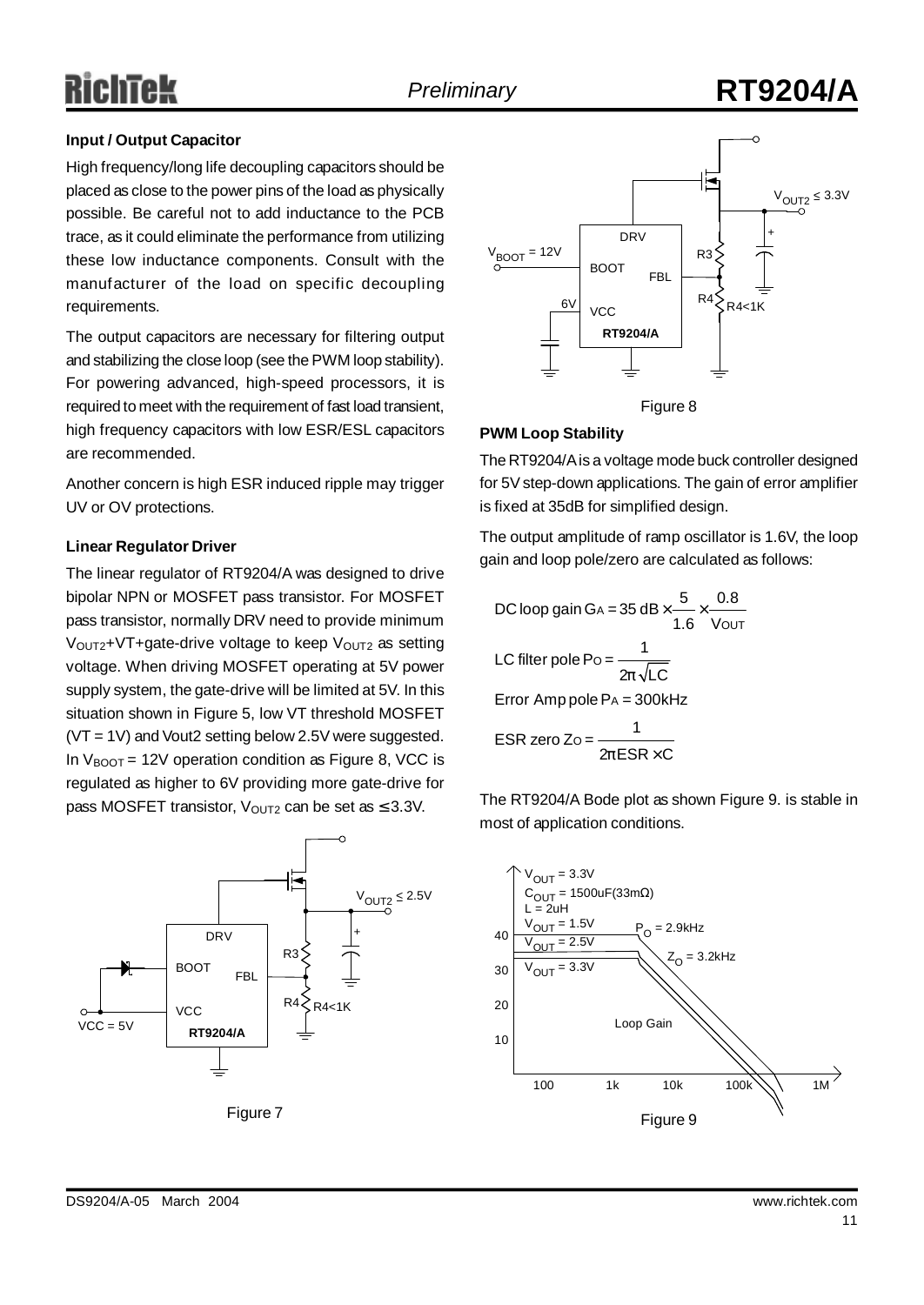### Input / Output Capacitor

High frequency/long life decoupling capacitors should be placed as close to the power pins of the load as physically possible. Be careful not to add inductance to the PCB trace, as it could eliminate the performance from utilizing these low inductance components. Consult with the manufacturer of the load on specific decoupling requirements.

The output capacitors are necessary for filtering output and stabilizing the close loop (see the PWM loop stability). For powering advanced, high-speed processors, it is required to meet with the requirement of fast load transient, high frequency capacitors with low ESR/ESL capacitors are recommended.

Another concern is high ESR induced ripple may trigger UV or OV protections.

### Linear Regulator Driver

The linear regulator of RT9204/A was designed to drive bipolar NPN or MOSFET pass transistor. For MOSFET pass transistor, normally DRV need to provide minimum $V_{OUT2}$+VT+gate-drive voltage to keep $V_{OUT2}$ as setting voltage. When driving MOSFET operating at 5V power supply system, the gate-drive will be limited at 5V. In this situation shown in Figure 5, low VT threshold MOSFET (VT = 1V) and Vout2 setting below 2.5V were suggested. In $V_{BOOT}$ = 12V operation condition as Figure 8, VCC is regulated as higher to 6V providing more gate-drive for pass MOSFET transistor, $V_{OUT2}$ can be set as ≤ 3.3V.

Figure 7

Figure 8

### PWM Loop Stability

The RT9204/A is a voltage mode buck controller designed for 5V step-down applications. The gain of error amplifier is fixed at 35dB for simplified design.

The output amplitude of ramp oscillator is 1.6V, the loop gain and loop pole/zero are calculated as follows:

$$\text{DC loop gain } G_A = 35\text{ dB} \times \frac{5}{1.6} \times \frac{0.8}{V_{OUT}}$$

$$\text{LC filter pole } P_O = \frac{1}{2\pi\sqrt{LC}}$$

$$\text{Error Amp pole } P_A = 300\text{kHz}$$

$$\text{ESR zero } Z_O = \frac{1}{2\pi ESR \times C}$$

The RT9204/A Bode plot as shown Figure 9. is stable in most of application conditions.

Figure 9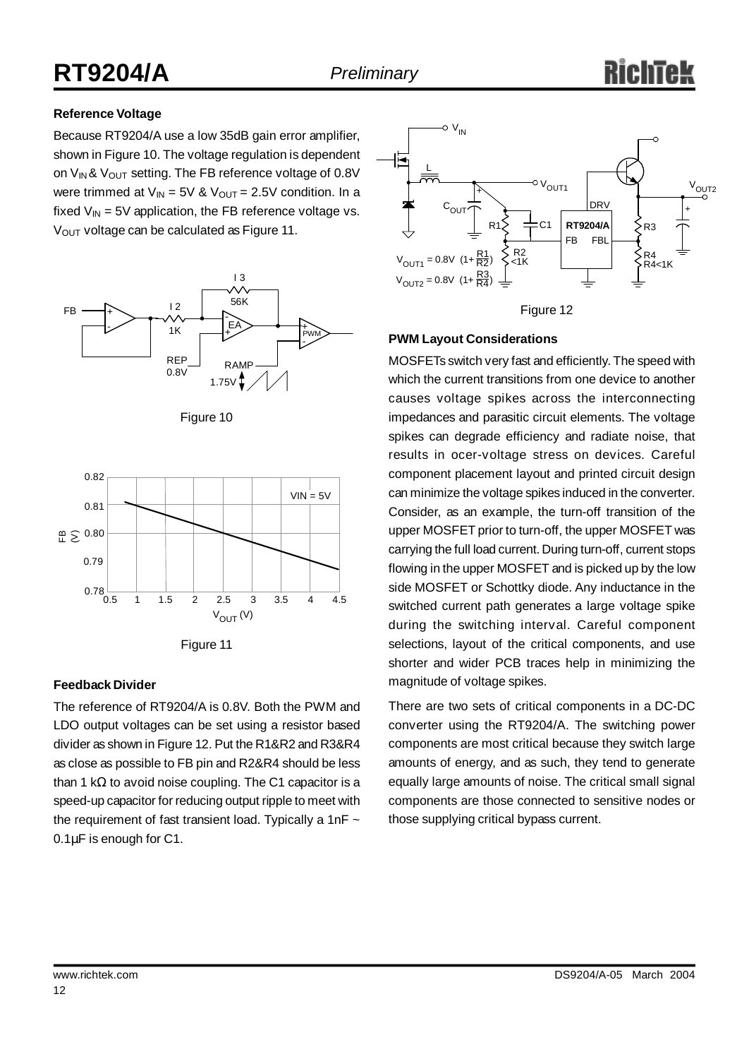### Reference Voltage

Because RT9204/A use a low 35dB gain error amplifier, shown in Figure 10. The voltage regulation is dependent on $V_{IN}$ & $V_{OUT}$ setting. The FB reference voltage of 0.8V were trimmed at $V_{IN}$ = 5V & $V_{OUT}$ = 2.5V condition. In a fixed $V_{IN}$ = 5V application, the FB reference voltage vs. $V_{OUT}$ voltage can be calculated as Figure 11.

Figure 10

Figure 11

### Feedback Divider

The reference of RT9204/A is 0.8V. Both the PWM and LDO output voltages can be set using a resistor based divider as shown in Figure 12. Put the R1&R2 and R3&R4 as close as possible to FB pin and R2&R4 should be less than 1 kΩ to avoid noise coupling. The C1 capacitor is a speed-up capacitor for reducing output ripple to meet with the requirement of fast transient load. Typically a 1nF ~ 0.1μF is enough for C1.

$$V_{OUT1} = 0.8V\left(1+\frac{R1}{R2}\right)$$

$$V_{OUT2} = 0.8V\left(1+\frac{R3}{R4}\right)$$

Figure 12

### PWM Layout Considerations

MOSFETs switch very fast and efficiently. The speed with which the current transitions from one device to another causes voltage spikes across the interconnecting impedances and parasitic circuit elements. The voltage spikes can degrade efficiency and radiate noise, that results in ocer-voltage stress on devices. Careful component placement layout and printed circuit design can minimize the voltage spikes induced in the converter. Consider, as an example, the turn-off transition of the upper MOSFET prior to turn-off, the upper MOSFET was carrying the full load current. During turn-off, current stops flowing in the upper MOSFET and is picked up by the low side MOSFET or Schottky diode. Any inductance in the switched current path generates a large voltage spike during the switching interval. Careful component selections, layout of the critical components, and use shorter and wider PCB traces help in minimizing the magnitude of voltage spikes.

There are two sets of critical components in a DC-DC converter using the RT9204/A. The switching power components are most critical because they switch large amounts of energy, and as such, they tend to generate equally large amounts of noise. The critical small signal components are those connected to sensitive nodes or those supplying critical bypass current.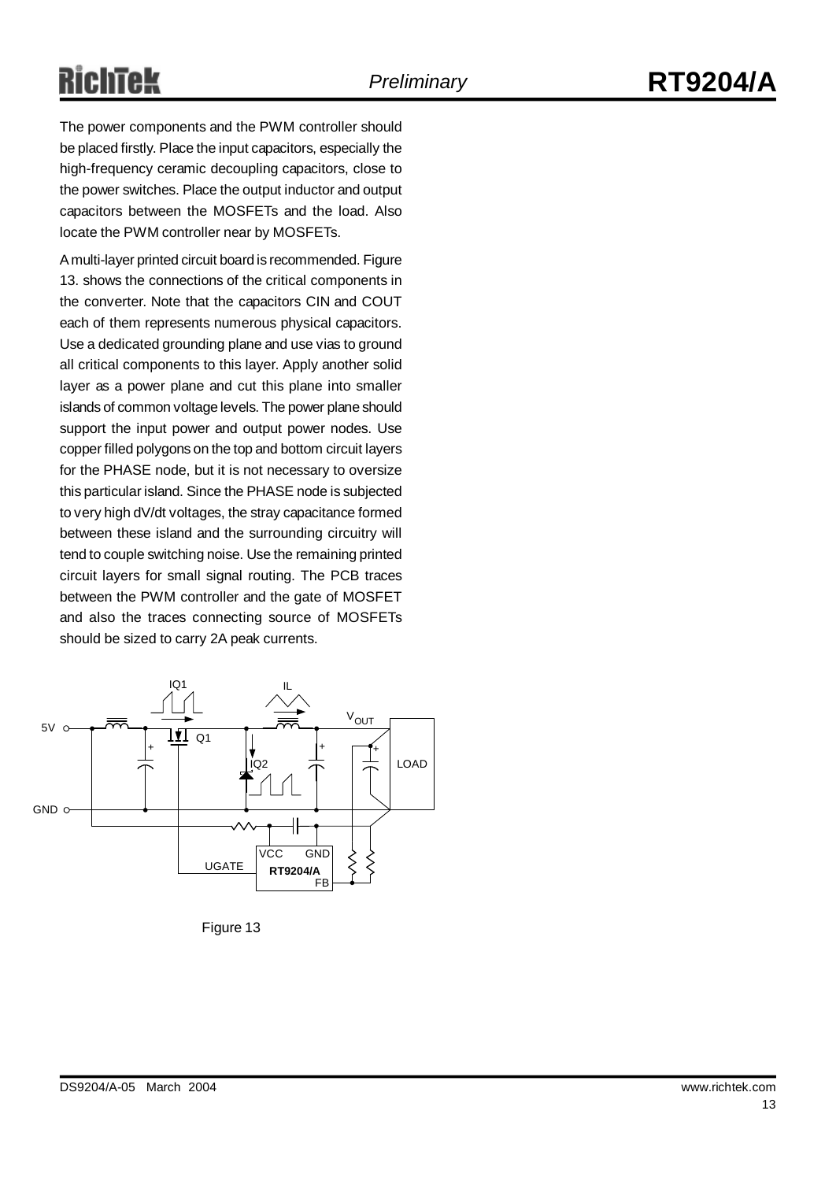The power components and the PWM controller should be placed firstly. Place the input capacitors, especially the high-frequency ceramic decoupling capacitors, close to the power switches. Place the output inductor and output capacitors between the MOSFETs and the load. Also locate the PWM controller near by MOSFETs.

A multi-layer printed circuit board is recommended. Figure 13. shows the connections of the critical components in the converter. Note that the capacitors CIN and COUT each of them represents numerous physical capacitors. Use a dedicated grounding plane and use vias to ground all critical components to this layer. Apply another solid layer as a power plane and cut this plane into smaller islands of common voltage levels. The power plane should support the input power and output power nodes. Use copper filled polygons on the top and bottom circuit layers for the PHASE node, but it is not necessary to oversize this particular island. Since the PHASE node is subjected to very high dV/dt voltages, the stray capacitance formed between these island and the surrounding circuitry will tend to couple switching noise. Use the remaining printed circuit layers for small signal routing. The PCB traces between the PWM controller and the gate of MOSFET and also the traces connecting source of MOSFETs should be sized to carry 2A peak currents.

Figure 13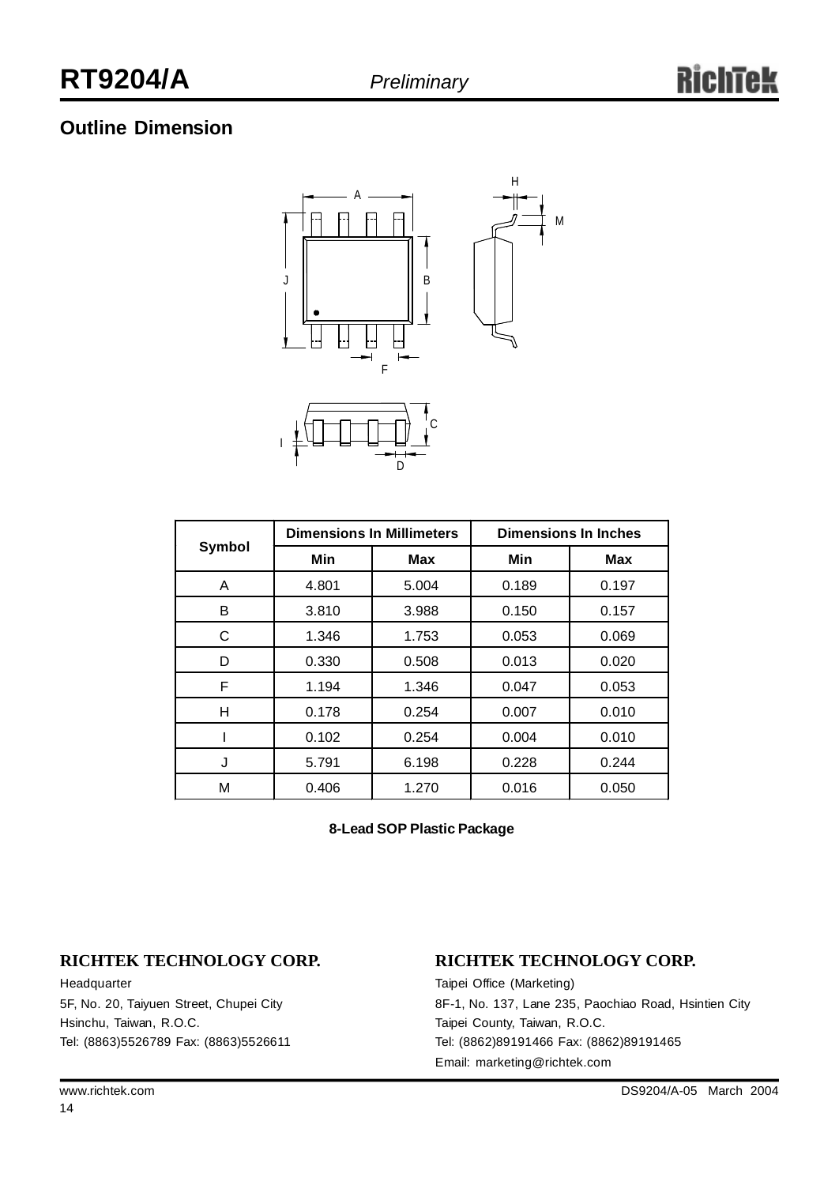## Outline Dimension

H

A

M

J

B

F

C

I

D

| Symbol | Dimensions In Millimeters | | Dimensions In Inches | |
|---|---|---|---|---|
| | Min | Max | Min | Max |
| A | 4.801 | 5.004 | 0.189 | 0.197 |
| B | 3.810 | 3.988 | 0.150 | 0.157 |
| C | 1.346 | 1.753 | 0.053 | 0.069 |
| D | 0.330 | 0.508 | 0.013 | 0.020 |
| F | 1.194 | 1.346 | 0.047 | 0.053 |
| H | 0.178 | 0.254 | 0.007 | 0.010 |
| I | 0.102 | 0.254 | 0.004 | 0.010 |
| J | 5.791 | 6.198 | 0.228 | 0.244 |
| M | 0.406 | 1.270 | 0.016 | 0.050 |

**8-Lead SOP Plastic Package**

**RICHTEK TECHNOLOGY CORP.**

Headquarter

5F, No. 20, Taiyuen Street, Chupei City

Hsinchu, Taiwan, R.O.C.

Tel: (8863)5526789 Fax: (8863)5526611

**RICHTEK TECHNOLOGY CORP.**

Taipei Office (Marketing)

8F-1, No. 137, Lane 235, Paochiao Road, Hsintien City

Taipei County, Taiwan, R.O.C.

Tel: (8862)89191466 Fax: (8862)89191465

Email: marketing@richtek.com